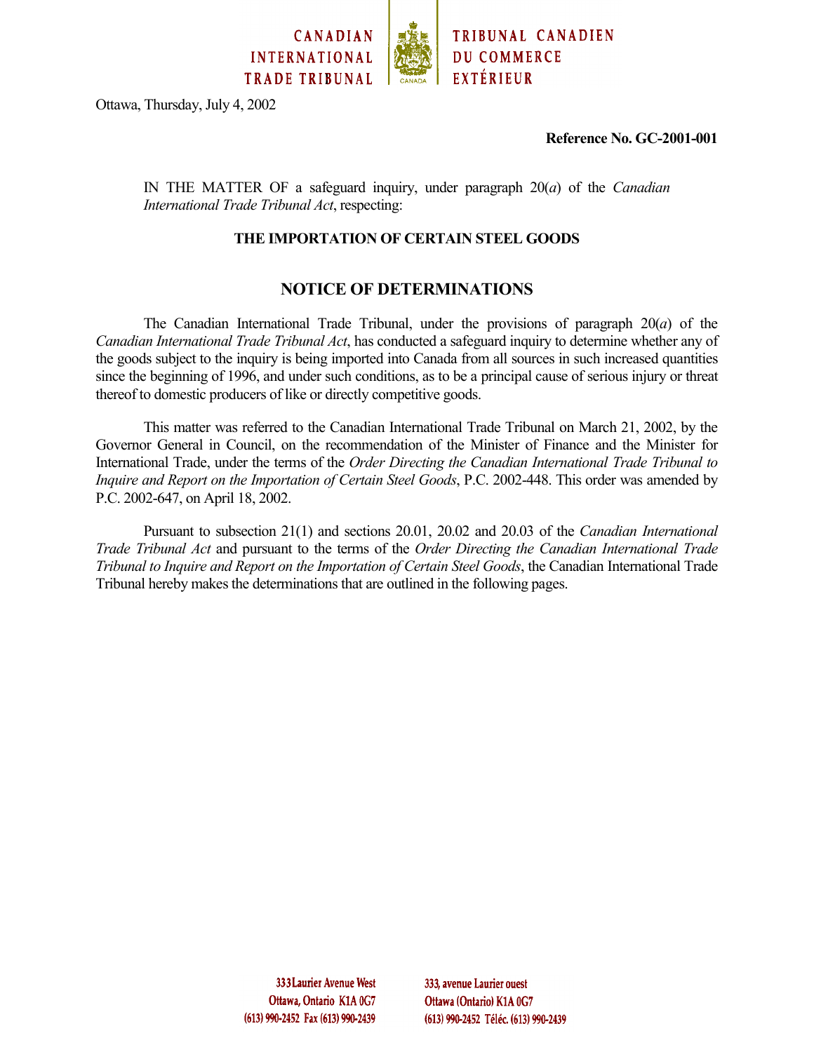CANADIAN INTERNATIONAL TRADE TRIBUNAL

TRIBUNAL CANADIEN DU COMMERCE EXTÉRIEUR

Ottawa, Thursday, July 4, 2002

**Reference No. GC-2001-001**

IN THE MATTER OF a safeguard inquiry, under paragraph 20(*a*) of the *Canadian International Trade Tribunal Act*, respecting:

**THE IMPORTATION OF CERTAIN STEEL GOODS**

## NOTICE OF DETERMINATIONS

The Canadian International Trade Tribunal, under the provisions of paragraph 20(*a*) of the *Canadian International Trade Tribunal Act*, has conducted a safeguard inquiry to determine whether any of the goods subject to the inquiry is being imported into Canada from all sources in such increased quantities since the beginning of 1996, and under such conditions, as to be a principal cause of serious injury or threat thereof to domestic producers of like or directly competitive goods.

This matter was referred to the Canadian International Trade Tribunal on March 21, 2002, by the Governor General in Council, on the recommendation of the Minister of Finance and the Minister for International Trade, under the terms of the *Order Directing the Canadian International Trade Tribunal to Inquire and Report on the Importation of Certain Steel Goods*, P.C. 2002-448. This order was amended by P.C. 2002-647, on April 18, 2002.

Pursuant to subsection 21(1) and sections 20.01, 20.02 and 20.03 of the *Canadian International Trade Tribunal Act* and pursuant to the terms of the *Order Directing the Canadian International Trade Tribunal to Inquire and Report on the Importation of Certain Steel Goods*, the Canadian International Trade Tribunal hereby makes the determinations that are outlined in the following pages.

333 Laurier Avenue West
Ottawa, Ontario K1A 0G7
(613) 990-2452 Fax (613) 990-2439

333, avenue Laurier ouest
Ottawa (Ontario) K1A 0G7
(613) 990-2452 Téléc. (613) 990-2439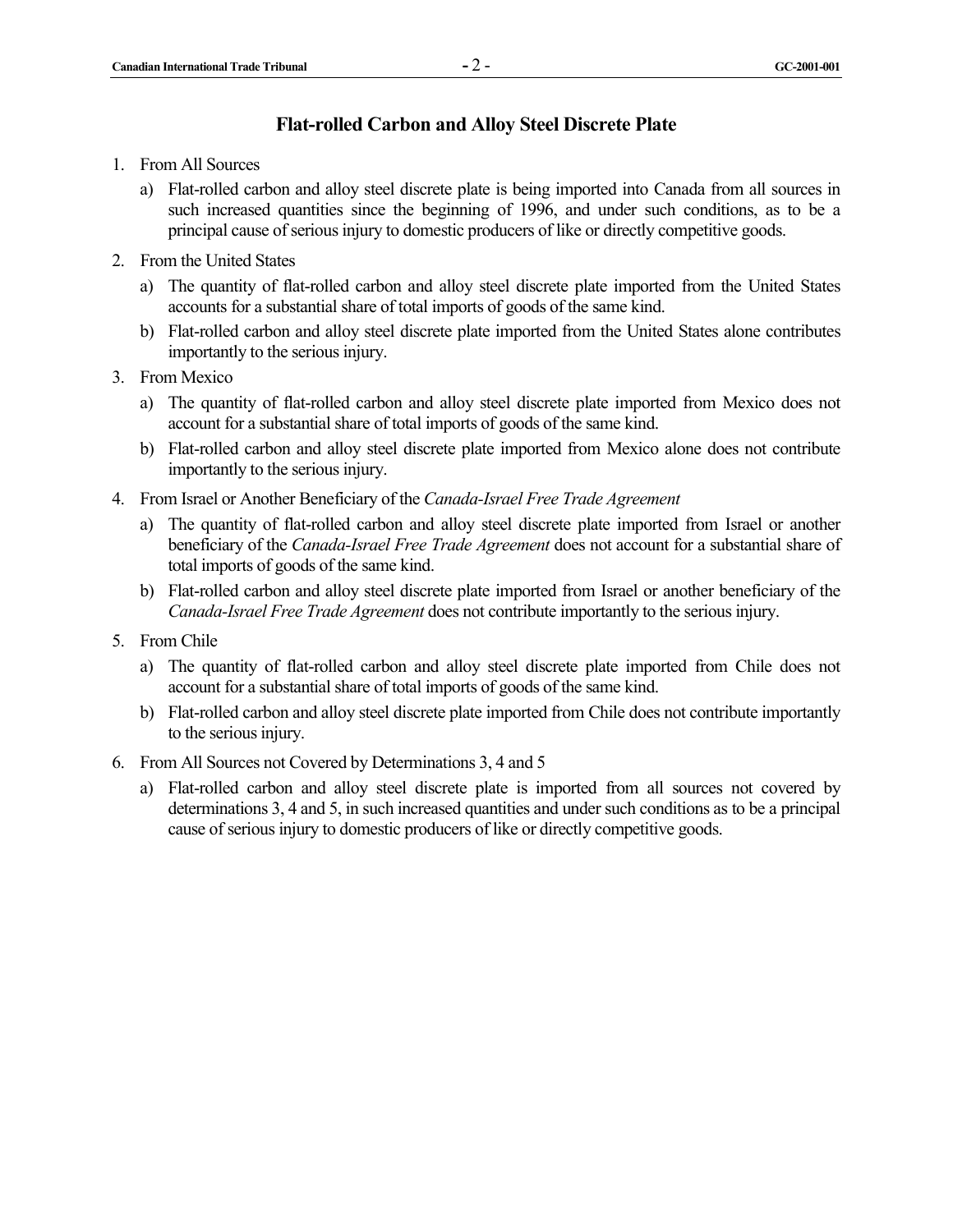## Flat-rolled Carbon and Alloy Steel Discrete Plate

1. From All Sources
   a) Flat-rolled carbon and alloy steel discrete plate is being imported into Canada from all sources in such increased quantities since the beginning of 1996, and under such conditions, as to be a principal cause of serious injury to domestic producers of like or directly competitive goods.
2. From the United States
   a) The quantity of flat-rolled carbon and alloy steel discrete plate imported from the United States accounts for a substantial share of total imports of goods of the same kind.
   b) Flat-rolled carbon and alloy steel discrete plate imported from the United States alone contributes importantly to the serious injury.
3. From Mexico
   a) The quantity of flat-rolled carbon and alloy steel discrete plate imported from Mexico does not account for a substantial share of total imports of goods of the same kind.
   b) Flat-rolled carbon and alloy steel discrete plate imported from Mexico alone does not contribute importantly to the serious injury.
4. From Israel or Another Beneficiary of the *Canada-Israel Free Trade Agreement*
   a) The quantity of flat-rolled carbon and alloy steel discrete plate imported from Israel or another beneficiary of the *Canada-Israel Free Trade Agreement* does not account for a substantial share of total imports of goods of the same kind.
   b) Flat-rolled carbon and alloy steel discrete plate imported from Israel or another beneficiary of the *Canada-Israel Free Trade Agreement* does not contribute importantly to the serious injury.
5. From Chile
   a) The quantity of flat-rolled carbon and alloy steel discrete plate imported from Chile does not account for a substantial share of total imports of goods of the same kind.
   b) Flat-rolled carbon and alloy steel discrete plate imported from Chile does not contribute importantly to the serious injury.
6. From All Sources not Covered by Determinations 3, 4 and 5
   a) Flat-rolled carbon and alloy steel discrete plate is imported from all sources not covered by determinations 3, 4 and 5, in such increased quantities and under such conditions as to be a principal cause of serious injury to domestic producers of like or directly competitive goods.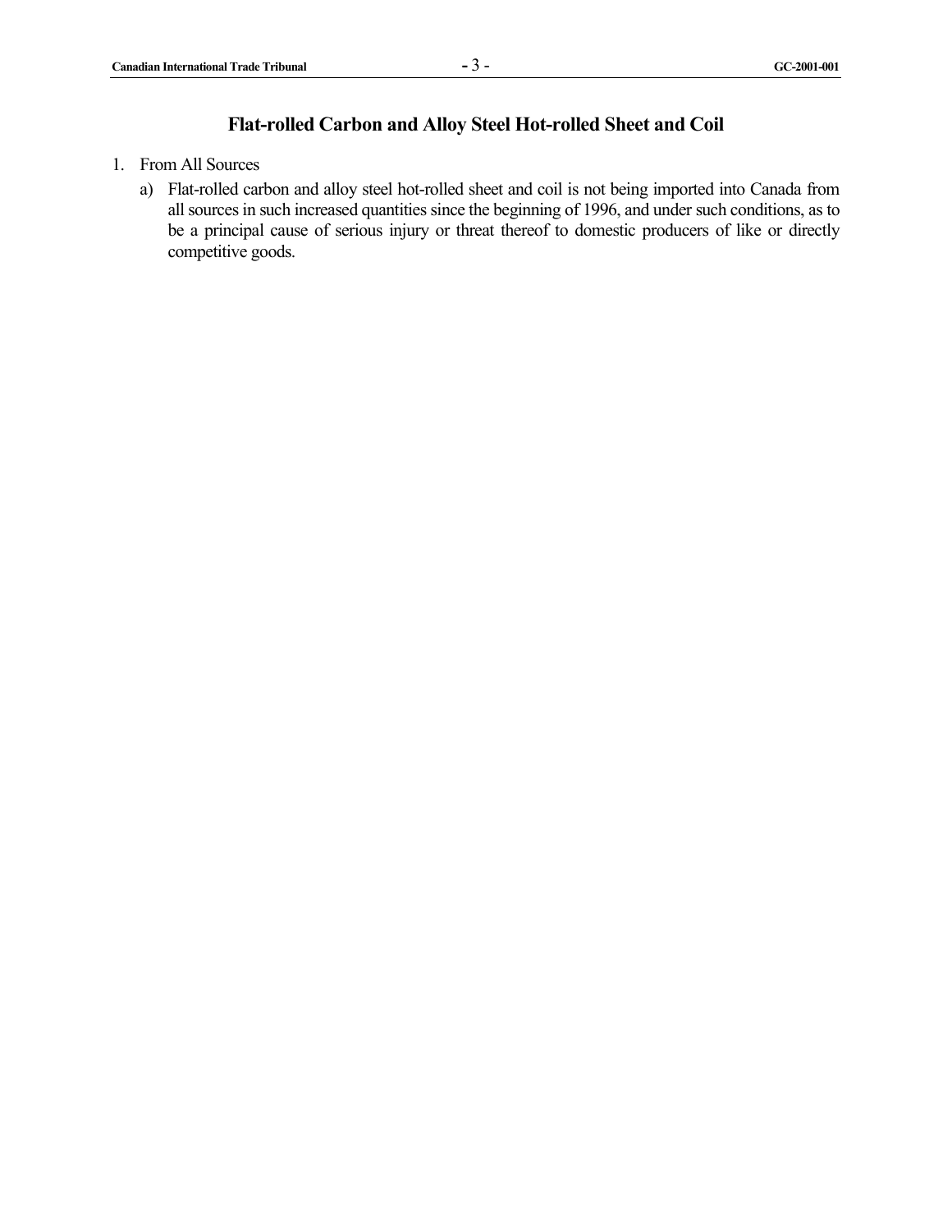## Flat-rolled Carbon and Alloy Steel Hot-rolled Sheet and Coil

1. From All Sources

   a) Flat-rolled carbon and alloy steel hot-rolled sheet and coil is not being imported into Canada from all sources in such increased quantities since the beginning of 1996, and under such conditions, as to be a principal cause of serious injury or threat thereof to domestic producers of like or directly competitive goods.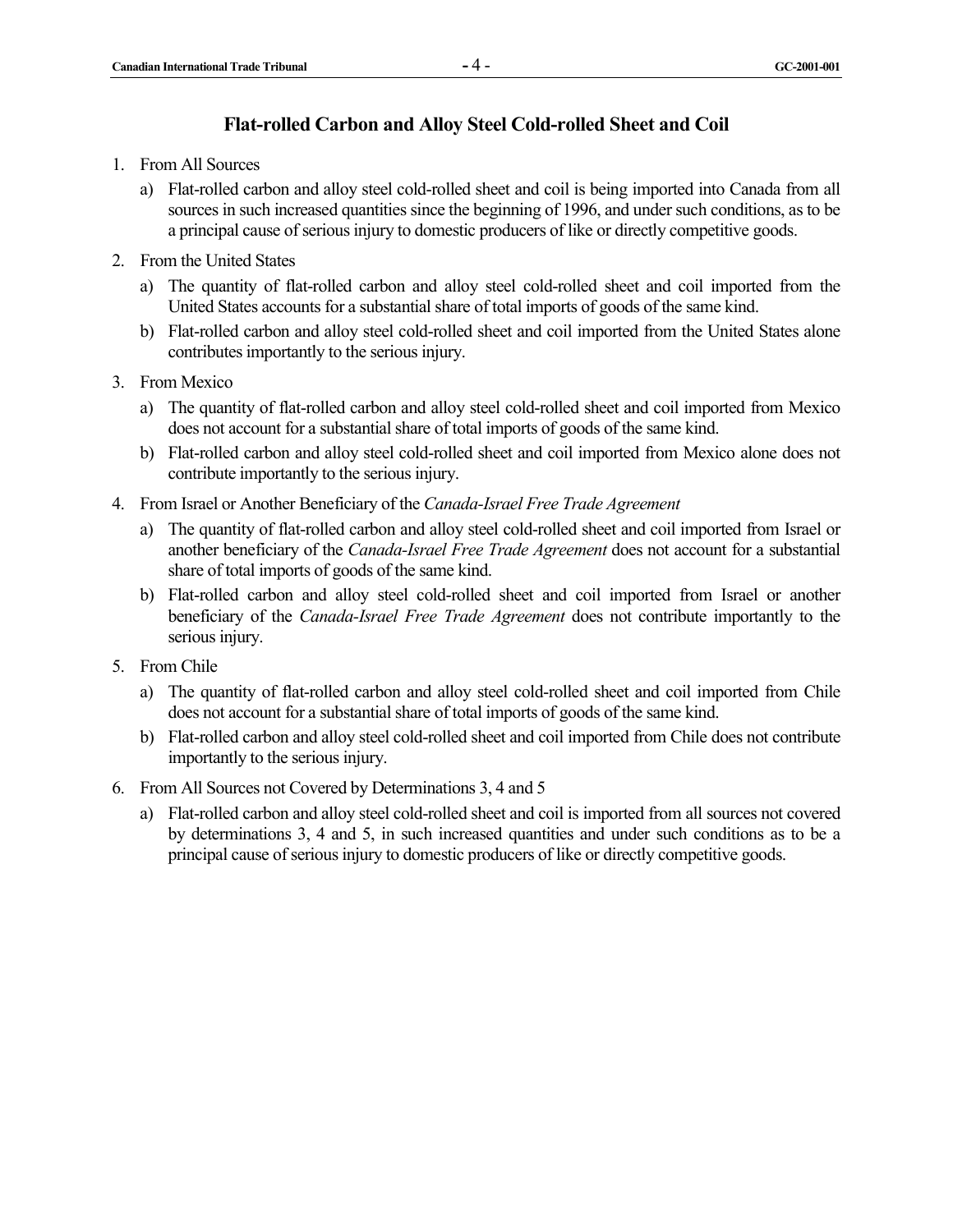## Flat-rolled Carbon and Alloy Steel Cold-rolled Sheet and Coil

1. From All Sources
   a) Flat-rolled carbon and alloy steel cold-rolled sheet and coil is being imported into Canada from all sources in such increased quantities since the beginning of 1996, and under such conditions, as to be a principal cause of serious injury to domestic producers of like or directly competitive goods.
2. From the United States
   a) The quantity of flat-rolled carbon and alloy steel cold-rolled sheet and coil imported from the United States accounts for a substantial share of total imports of goods of the same kind.
   b) Flat-rolled carbon and alloy steel cold-rolled sheet and coil imported from the United States alone contributes importantly to the serious injury.
3. From Mexico
   a) The quantity of flat-rolled carbon and alloy steel cold-rolled sheet and coil imported from Mexico does not account for a substantial share of total imports of goods of the same kind.
   b) Flat-rolled carbon and alloy steel cold-rolled sheet and coil imported from Mexico alone does not contribute importantly to the serious injury.
4. From Israel or Another Beneficiary of the *Canada-Israel Free Trade Agreement*
   a) The quantity of flat-rolled carbon and alloy steel cold-rolled sheet and coil imported from Israel or another beneficiary of the *Canada-Israel Free Trade Agreement* does not account for a substantial share of total imports of goods of the same kind.
   b) Flat-rolled carbon and alloy steel cold-rolled sheet and coil imported from Israel or another beneficiary of the *Canada-Israel Free Trade Agreement* does not contribute importantly to the serious injury.
5. From Chile
   a) The quantity of flat-rolled carbon and alloy steel cold-rolled sheet and coil imported from Chile does not account for a substantial share of total imports of goods of the same kind.
   b) Flat-rolled carbon and alloy steel cold-rolled sheet and coil imported from Chile does not contribute importantly to the serious injury.
6. From All Sources not Covered by Determinations 3, 4 and 5
   a) Flat-rolled carbon and alloy steel cold-rolled sheet and coil is imported from all sources not covered by determinations 3, 4 and 5, in such increased quantities and under such conditions as to be a principal cause of serious injury to domestic producers of like or directly competitive goods.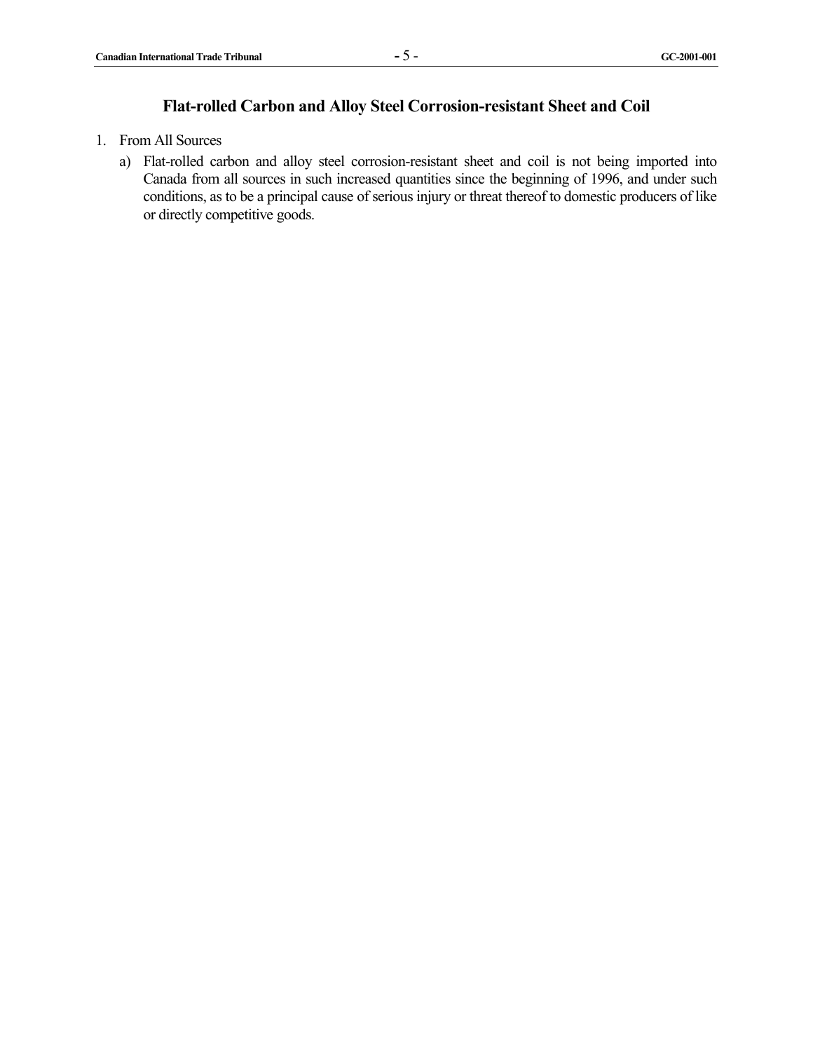## Flat-rolled Carbon and Alloy Steel Corrosion-resistant Sheet and Coil

1. From All Sources

   a) Flat-rolled carbon and alloy steel corrosion-resistant sheet and coil is not being imported into Canada from all sources in such increased quantities since the beginning of 1996, and under such conditions, as to be a principal cause of serious injury or threat thereof to domestic producers of like or directly competitive goods.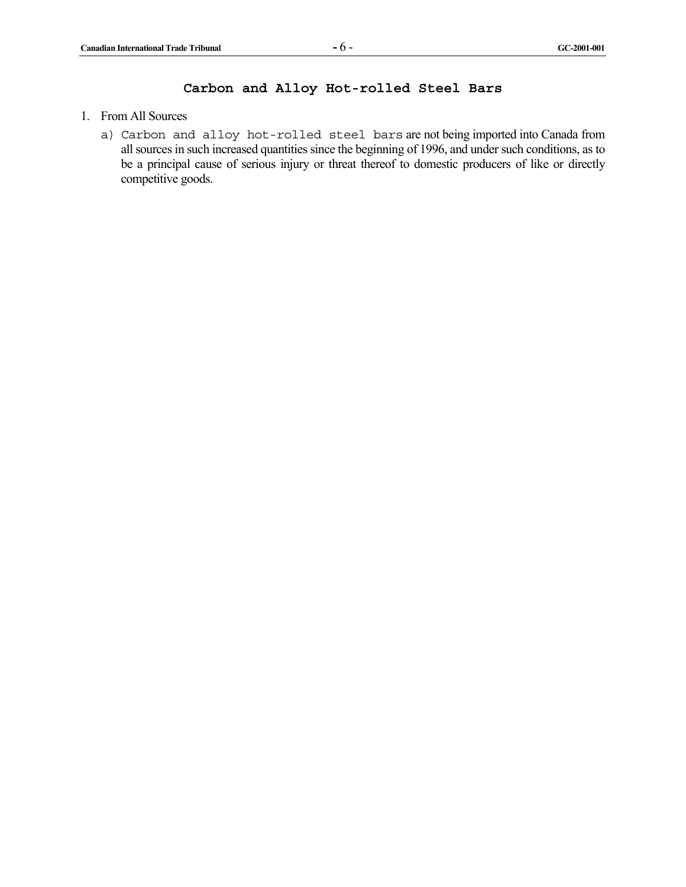## Carbon and Alloy Hot-rolled Steel Bars

1. From All Sources

   a) Carbon and alloy hot-rolled steel bars are not being imported into Canada from all sources in such increased quantities since the beginning of 1996, and under such conditions, as to be a principal cause of serious injury or threat thereof to domestic producers of like or directly competitive goods.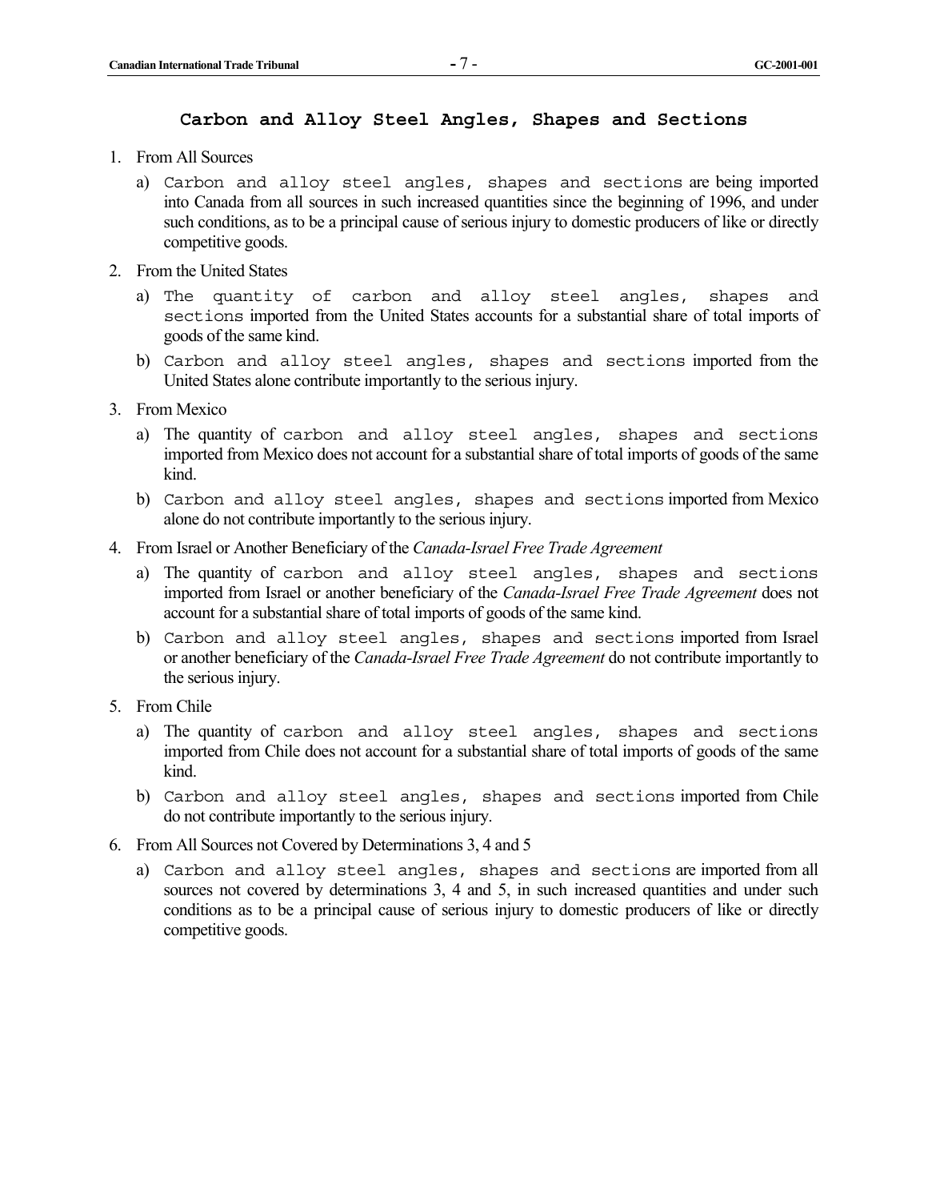## Carbon and Alloy Steel Angles, Shapes and Sections

1. From All Sources

   a) Carbon and alloy steel angles, shapes and sections are being imported into Canada from all sources in such increased quantities since the beginning of 1996, and under such conditions, as to be a principal cause of serious injury to domestic producers of like or directly competitive goods.

2. From the United States

   a) The quantity of carbon and alloy steel angles, shapes and sections imported from the United States accounts for a substantial share of total imports of goods of the same kind.

   b) Carbon and alloy steel angles, shapes and sections imported from the United States alone contribute importantly to the serious injury.

3. From Mexico

   a) The quantity of carbon and alloy steel angles, shapes and sections imported from Mexico does not account for a substantial share of total imports of goods of the same kind.

   b) Carbon and alloy steel angles, shapes and sections imported from Mexico alone do not contribute importantly to the serious injury.

4. From Israel or Another Beneficiary of the *Canada-Israel Free Trade Agreement*

   a) The quantity of carbon and alloy steel angles, shapes and sections imported from Israel or another beneficiary of the *Canada-Israel Free Trade Agreement* does not account for a substantial share of total imports of goods of the same kind.

   b) Carbon and alloy steel angles, shapes and sections imported from Israel or another beneficiary of the *Canada-Israel Free Trade Agreement* do not contribute importantly to the serious injury.

5. From Chile

   a) The quantity of carbon and alloy steel angles, shapes and sections imported from Chile does not account for a substantial share of total imports of goods of the same kind.

   b) Carbon and alloy steel angles, shapes and sections imported from Chile do not contribute importantly to the serious injury.

6. From All Sources not Covered by Determinations 3, 4 and 5

   a) Carbon and alloy steel angles, shapes and sections are imported from all sources not covered by determinations 3, 4 and 5, in such increased quantities and under such conditions as to be a principal cause of serious injury to domestic producers of like or directly competitive goods.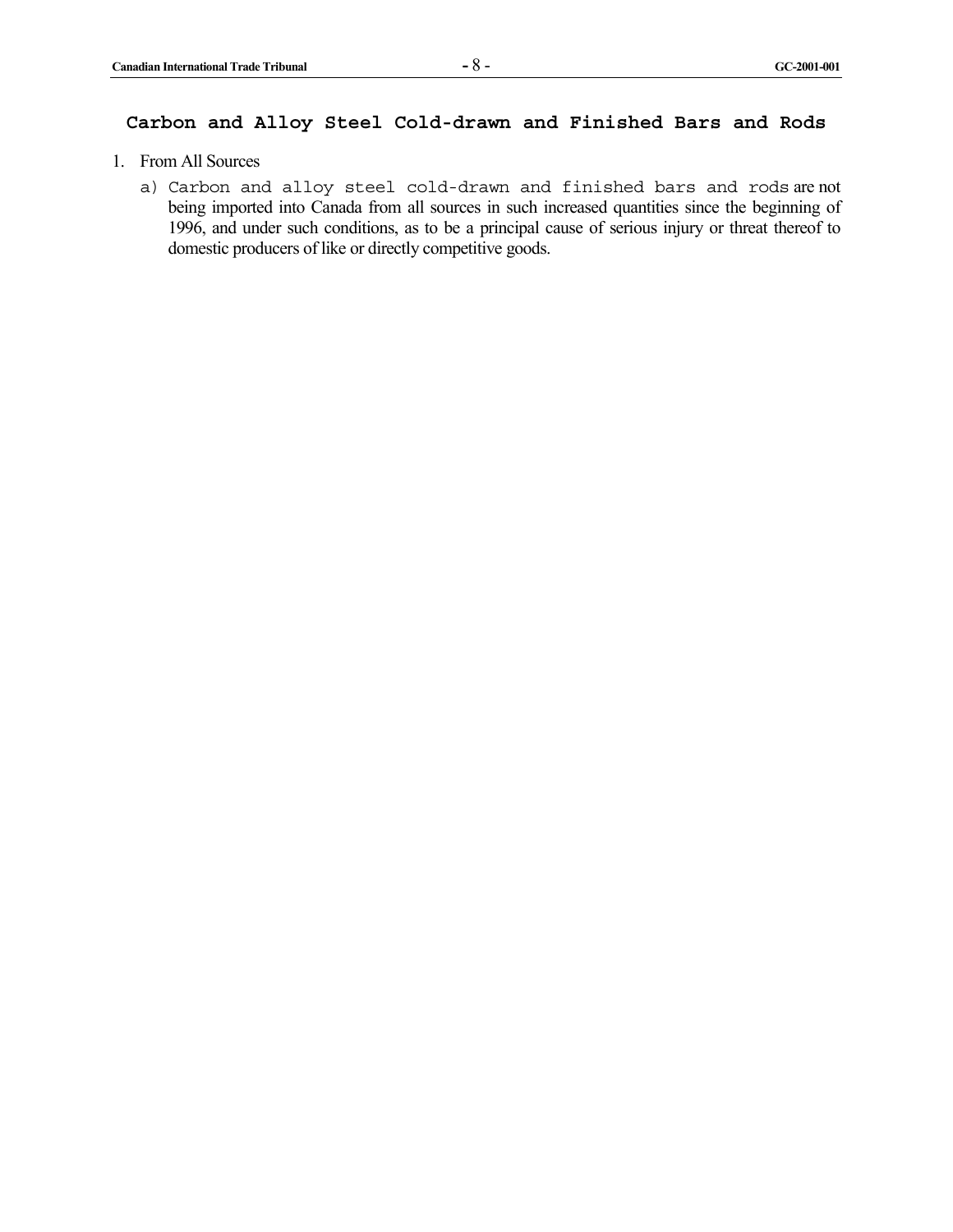## Carbon and Alloy Steel Cold-drawn and Finished Bars and Rods

1. From All Sources
   a) Carbon and alloy steel cold-drawn and finished bars and rods are not being imported into Canada from all sources in such increased quantities since the beginning of 1996, and under such conditions, as to be a principal cause of serious injury or threat thereof to domestic producers of like or directly competitive goods.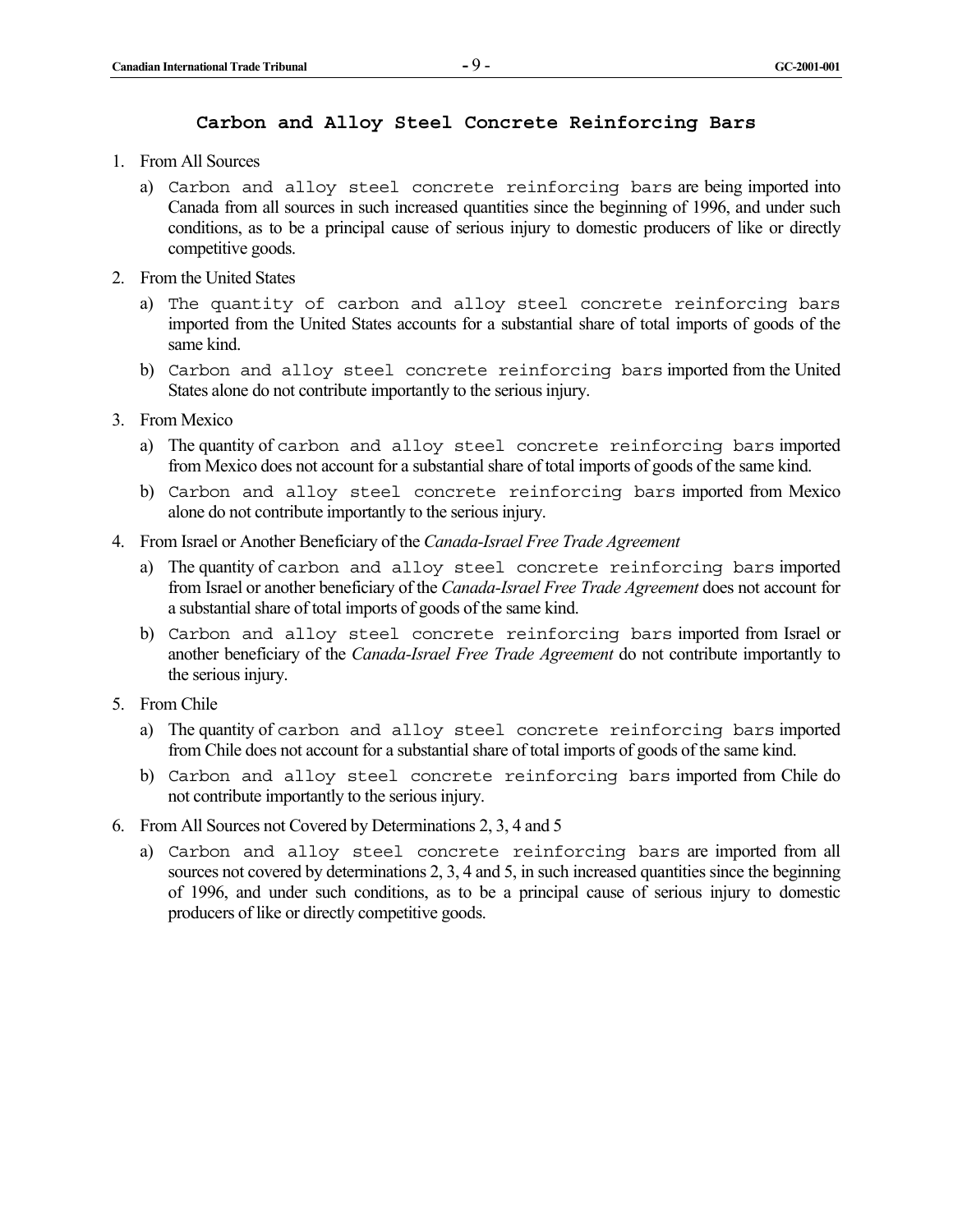## Carbon and Alloy Steel Concrete Reinforcing Bars

1. From All Sources

   a) Carbon and alloy steel concrete reinforcing bars are being imported into Canada from all sources in such increased quantities since the beginning of 1996, and under such conditions, as to be a principal cause of serious injury to domestic producers of like or directly competitive goods.

2. From the United States

   a) The quantity of carbon and alloy steel concrete reinforcing bars imported from the United States accounts for a substantial share of total imports of goods of the same kind.

   b) Carbon and alloy steel concrete reinforcing bars imported from the United States alone do not contribute importantly to the serious injury.

3. From Mexico

   a) The quantity of carbon and alloy steel concrete reinforcing bars imported from Mexico does not account for a substantial share of total imports of goods of the same kind.

   b) Carbon and alloy steel concrete reinforcing bars imported from Mexico alone do not contribute importantly to the serious injury.

4. From Israel or Another Beneficiary of the *Canada-Israel Free Trade Agreement*

   a) The quantity of carbon and alloy steel concrete reinforcing bars imported from Israel or another beneficiary of the *Canada-Israel Free Trade Agreement* does not account for a substantial share of total imports of goods of the same kind.

   b) Carbon and alloy steel concrete reinforcing bars imported from Israel or another beneficiary of the *Canada-Israel Free Trade Agreement* do not contribute importantly to the serious injury.

5. From Chile

   a) The quantity of carbon and alloy steel concrete reinforcing bars imported from Chile does not account for a substantial share of total imports of goods of the same kind.

   b) Carbon and alloy steel concrete reinforcing bars imported from Chile do not contribute importantly to the serious injury.

6. From All Sources not Covered by Determinations 2, 3, 4 and 5

   a) Carbon and alloy steel concrete reinforcing bars are imported from all sources not covered by determinations 2, 3, 4 and 5, in such increased quantities since the beginning of 1996, and under such conditions, as to be a principal cause of serious injury to domestic producers of like or directly competitive goods.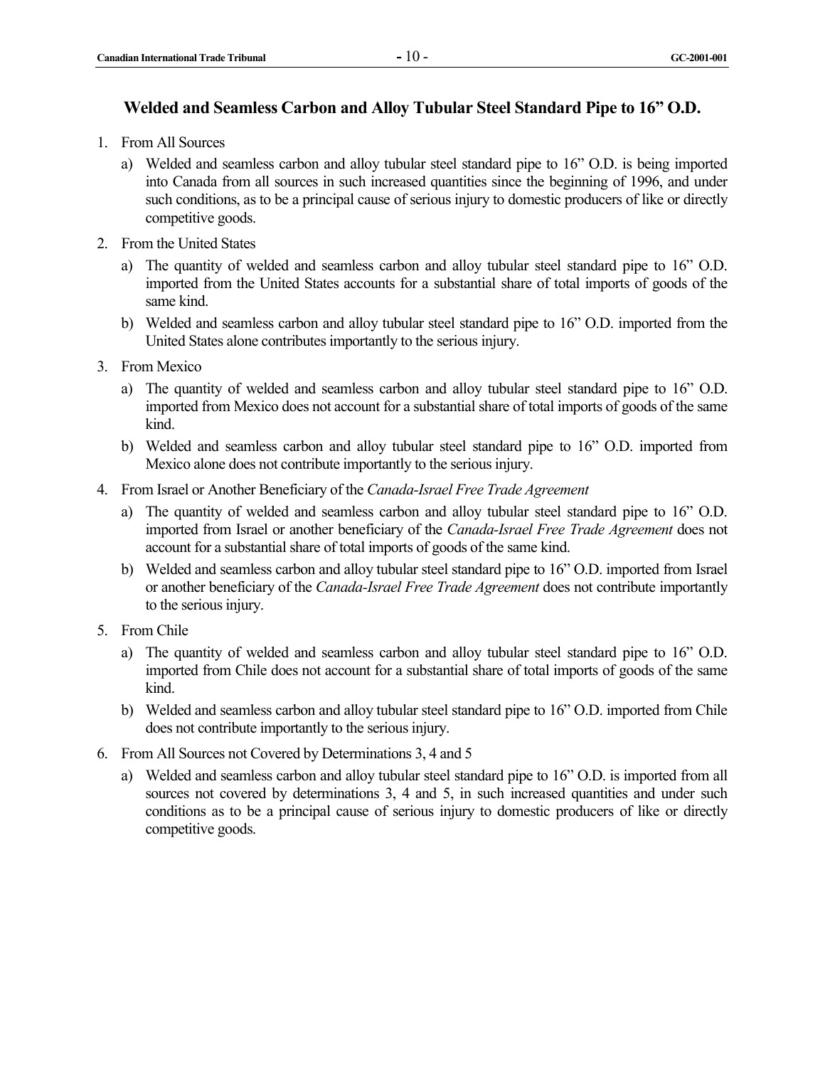## Welded and Seamless Carbon and Alloy Tubular Steel Standard Pipe to 16” O.D.

1. From All Sources
   a) Welded and seamless carbon and alloy tubular steel standard pipe to 16” O.D. is being imported into Canada from all sources in such increased quantities since the beginning of 1996, and under such conditions, as to be a principal cause of serious injury to domestic producers of like or directly competitive goods.

2. From the United States
   a) The quantity of welded and seamless carbon and alloy tubular steel standard pipe to 16” O.D. imported from the United States accounts for a substantial share of total imports of goods of the same kind.
   b) Welded and seamless carbon and alloy tubular steel standard pipe to 16” O.D. imported from the United States alone contributes importantly to the serious injury.

3. From Mexico
   a) The quantity of welded and seamless carbon and alloy tubular steel standard pipe to 16” O.D. imported from Mexico does not account for a substantial share of total imports of goods of the same kind.
   b) Welded and seamless carbon and alloy tubular steel standard pipe to 16” O.D. imported from Mexico alone does not contribute importantly to the serious injury.

4. From Israel or Another Beneficiary of the *Canada-Israel Free Trade Agreement*
   a) The quantity of welded and seamless carbon and alloy tubular steel standard pipe to 16” O.D. imported from Israel or another beneficiary of the *Canada-Israel Free Trade Agreement* does not account for a substantial share of total imports of goods of the same kind.
   b) Welded and seamless carbon and alloy tubular steel standard pipe to 16” O.D. imported from Israel or another beneficiary of the *Canada-Israel Free Trade Agreement* does not contribute importantly to the serious injury.

5. From Chile
   a) The quantity of welded and seamless carbon and alloy tubular steel standard pipe to 16” O.D. imported from Chile does not account for a substantial share of total imports of goods of the same kind.
   b) Welded and seamless carbon and alloy tubular steel standard pipe to 16” O.D. imported from Chile does not contribute importantly to the serious injury.

6. From All Sources not Covered by Determinations 3, 4 and 5
   a) Welded and seamless carbon and alloy tubular steel standard pipe to 16” O.D. is imported from all sources not covered by determinations 3, 4 and 5, in such increased quantities and under such conditions as to be a principal cause of serious injury to domestic producers of like or directly competitive goods.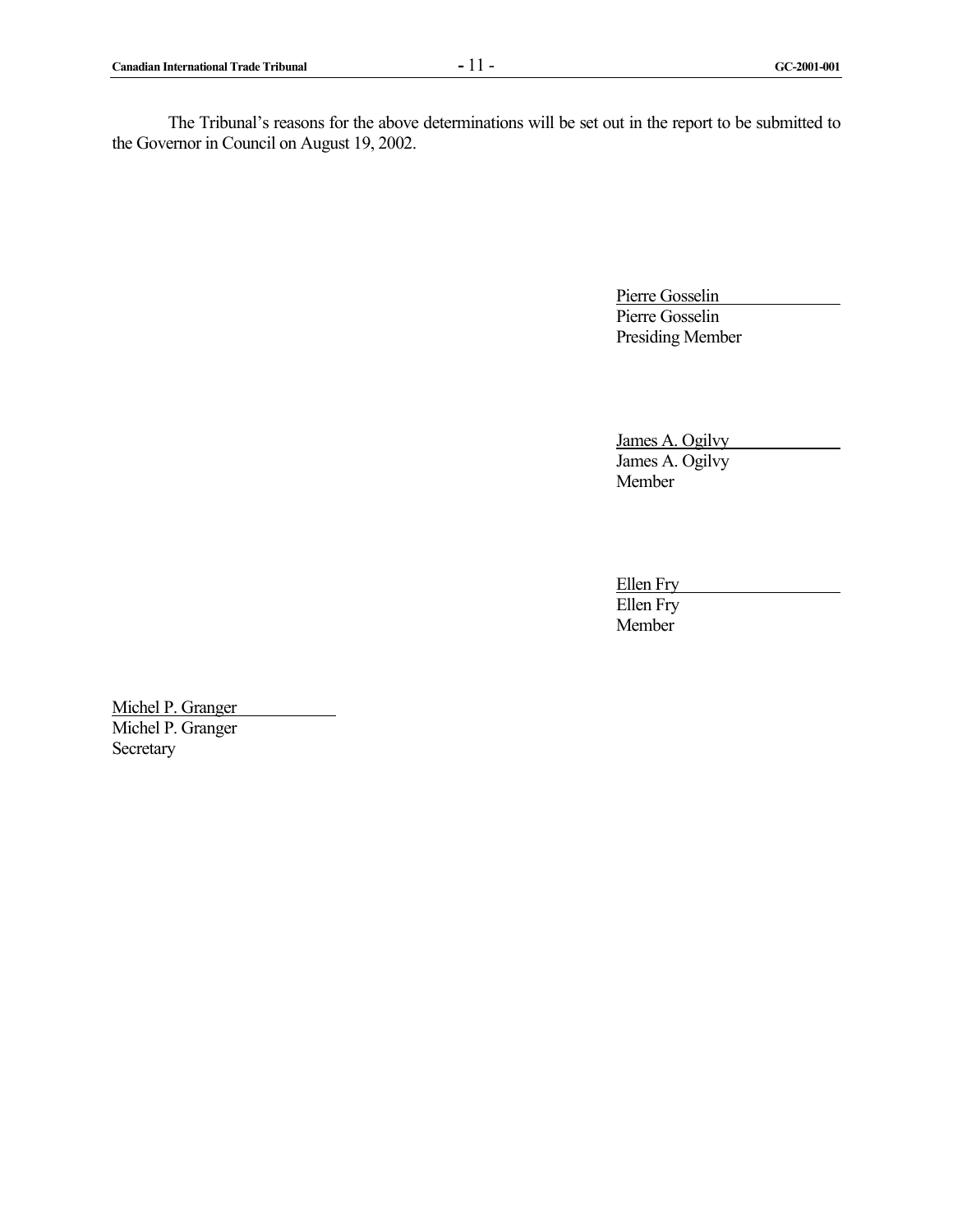The Tribunal's reasons for the above determinations will be set out in the report to be submitted to the Governor in Council on August 19, 2002.

Pierre Gosselin
Pierre Gosselin
Presiding Member

James A. Ogilvy
James A. Ogilvy
Member

Ellen Fry
Ellen Fry
Member

Michel P. Granger
Michel P. Granger
Secretary